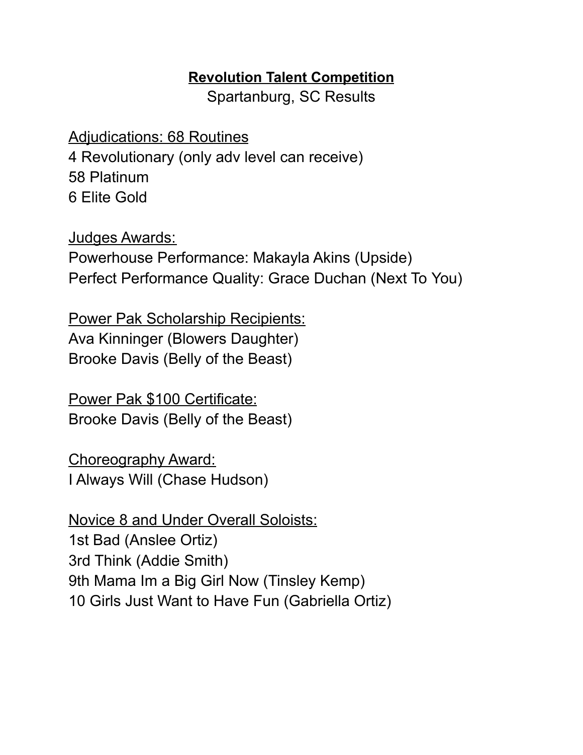**Revolution Talent Competition**

Spartanburg, SC Results

Adjudications: 68 Routines
4 Revolutionary (only adv level can receive)
58 Platinum
6 Elite Gold

Judges Awards:
Powerhouse Performance: Makayla Akins (Upside)
Perfect Performance Quality: Grace Duchan (Next To You)

Power Pak Scholarship Recipients:
Ava Kinninger (Blowers Daughter)
Brooke Davis (Belly of the Beast)

Power Pak $100 Certificate:
Brooke Davis (Belly of the Beast)

Choreography Award:
I Always Will (Chase Hudson)

Novice 8 and Under Overall Soloists:
1st Bad (Anslee Ortiz)
3rd Think (Addie Smith)
9th Mama Im a Big Girl Now (Tinsley Kemp)
10 Girls Just Want to Have Fun (Gabriella Ortiz)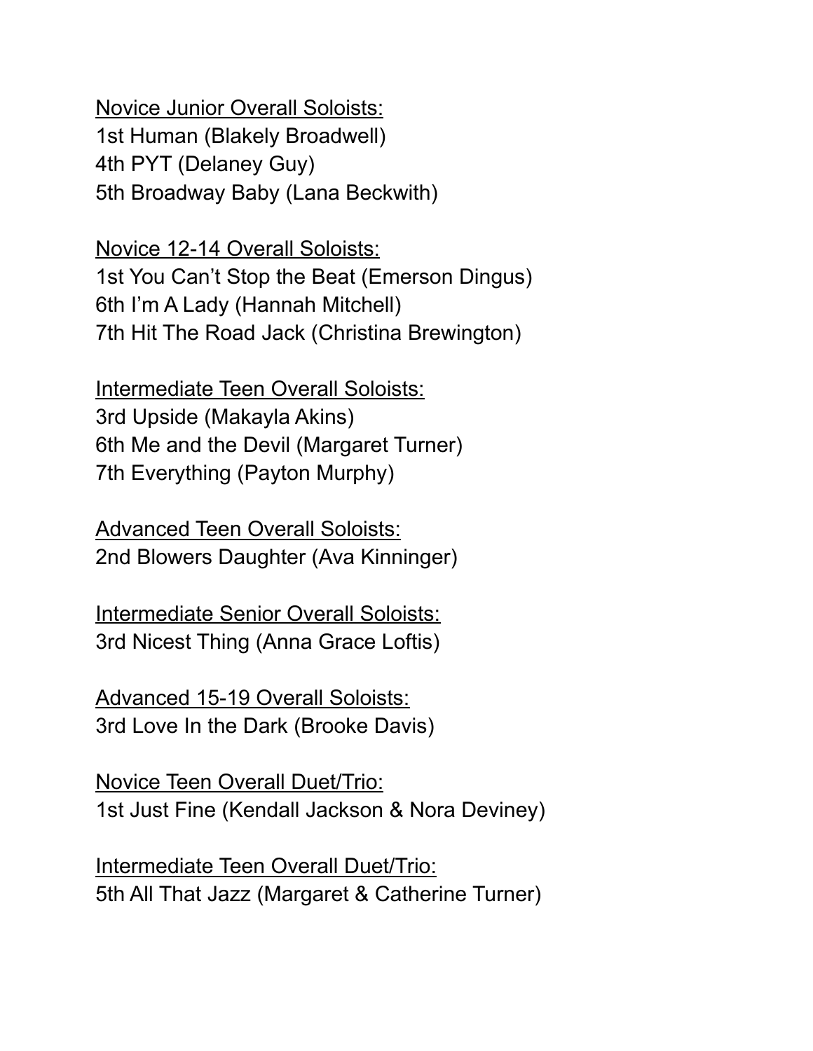<u>Novice Junior Overall Soloists:</u>
1st Human (Blakely Broadwell)
4th PYT (Delaney Guy)
5th Broadway Baby (Lana Beckwith)

<u>Novice 12-14 Overall Soloists:</u>
1st You Can't Stop the Beat (Emerson Dingus)
6th I'm A Lady (Hannah Mitchell)
7th Hit The Road Jack (Christina Brewington)

<u>Intermediate Teen Overall Soloists:</u>
3rd Upside (Makayla Akins)
6th Me and the Devil (Margaret Turner)
7th Everything (Payton Murphy)

<u>Advanced Teen Overall Soloists:</u>
2nd Blowers Daughter (Ava Kinninger)

<u>Intermediate Senior Overall Soloists:</u>
3rd Nicest Thing (Anna Grace Loftis)

<u>Advanced 15-19 Overall Soloists:</u>
3rd Love In the Dark (Brooke Davis)

<u>Novice Teen Overall Duet/Trio:</u>
1st Just Fine (Kendall Jackson & Nora Deviney)

<u>Intermediate Teen Overall Duet/Trio:</u>
5th All That Jazz (Margaret & Catherine Turner)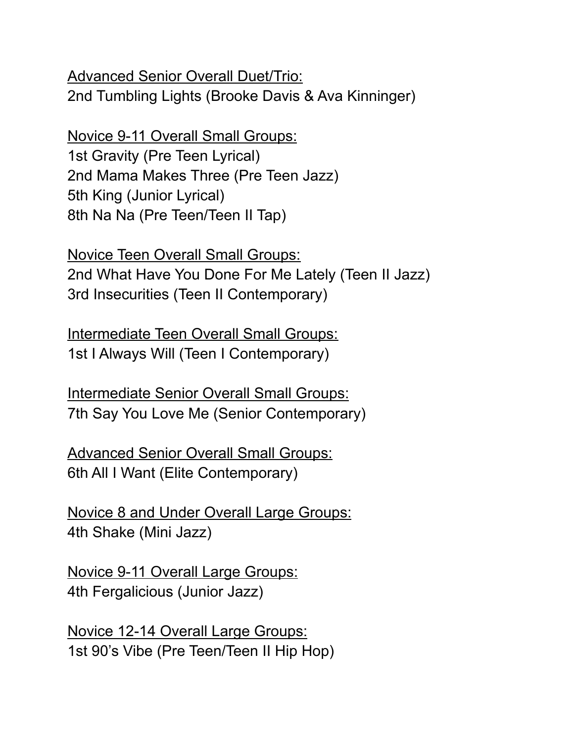<u>Advanced Senior Overall Duet/Trio:</u>
2nd Tumbling Lights (Brooke Davis & Ava Kinninger)

<u>Novice 9-11 Overall Small Groups:</u>
1st Gravity (Pre Teen Lyrical)
2nd Mama Makes Three (Pre Teen Jazz)
5th King (Junior Lyrical)
8th Na Na (Pre Teen/Teen II Tap)

<u>Novice Teen Overall Small Groups:</u>
2nd What Have You Done For Me Lately (Teen II Jazz)
3rd Insecurities (Teen II Contemporary)

<u>Intermediate Teen Overall Small Groups:</u>
1st I Always Will (Teen I Contemporary)

<u>Intermediate Senior Overall Small Groups:</u>
7th Say You Love Me (Senior Contemporary)

<u>Advanced Senior Overall Small Groups:</u>
6th All I Want (Elite Contemporary)

<u>Novice 8 and Under Overall Large Groups:</u>
4th Shake (Mini Jazz)

<u>Novice 9-11 Overall Large Groups:</u>
4th Fergalicious (Junior Jazz)

<u>Novice 12-14 Overall Large Groups:</u>
1st 90's Vibe (Pre Teen/Teen II Hip Hop)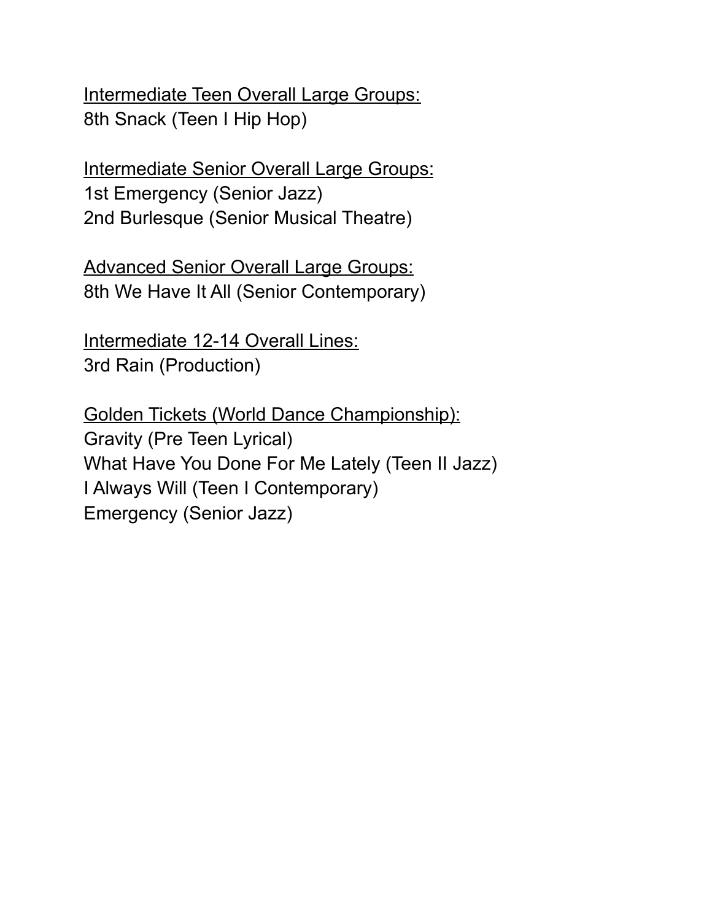<u>Intermediate Teen Overall Large Groups:</u>
8th Snack (Teen I Hip Hop)

<u>Intermediate Senior Overall Large Groups:</u>
1st Emergency (Senior Jazz)
2nd Burlesque (Senior Musical Theatre)

<u>Advanced Senior Overall Large Groups:</u>
8th We Have It All (Senior Contemporary)

<u>Intermediate 12-14 Overall Lines:</u>
3rd Rain (Production)

<u>Golden Tickets (World Dance Championship):</u>
Gravity (Pre Teen Lyrical)
What Have You Done For Me Lately (Teen II Jazz)
I Always Will (Teen I Contemporary)
Emergency (Senior Jazz)